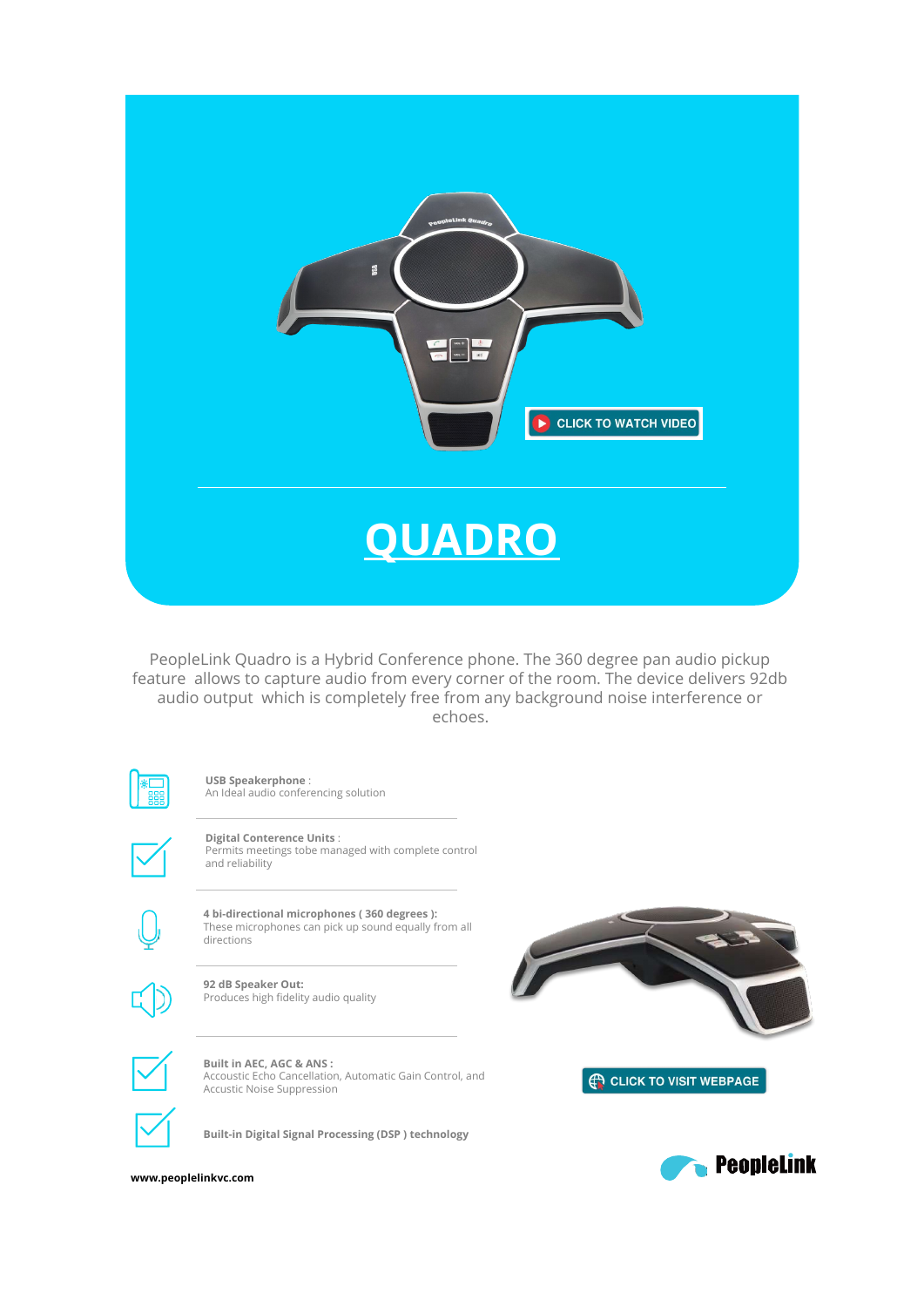CLICK TO WATCH VIDEO

# QUADRO

PeopleLink Quadro is a Hybrid Conference phone. The 360 degree pan audio pickup feature allows to capture audio from every corner of the room. The device delivers 92db audio output which is completely free from any background noise interference or echoes.

**USB Speakerphone** :
An Ideal audio conferencing solution

**Digital Conterence Units** :
Permits meetings tobe managed with complete control and reliability

**4 bi-directional microphones ( 360 degrees ):**
These microphones can pick up sound equally from all directions

**92 dB Speaker Out:**
Produces high fidelity audio quality

**Built in AEC, AGC & ANS :**
Accoustic Echo Cancellation, Automatic Gain Control, and Accustic Noise Suppression

**Built-in Digital Signal Processing (DSP ) technology**

CLICK TO VISIT WEBPAGE

PeopleLink

**www.peoplelinkvc.com**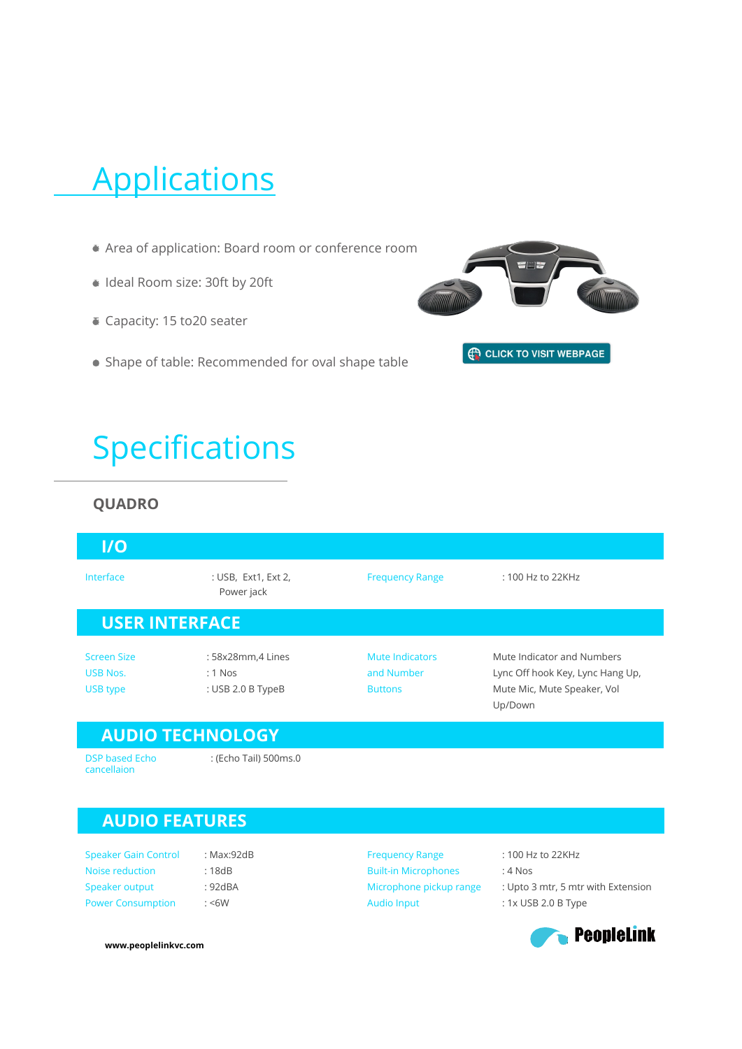# Applications

- Area of application: Board room or conference room
- Ideal Room size: 30ft by 20ft
- Capacity: 15 to20 seater
- Shape of table: Recommended for oval shape table

CLICK TO VISIT WEBPAGE

# Specifications

**QUADRO**

## I/O

| | | | |
|---|---|---|---|
| Interface | : USB, Ext1, Ext 2, Power jack | Frequency Range | : 100 Hz to 22KHz |

## USER INTERFACE

| | | | |
|---|---|---|---|
| Screen Size | : 58x28mm,4 Lines | Mute Indicators and Number Buttons | Mute Indicator and Numbers Lync Off hook Key, Lync Hang Up, Mute Mic, Mute Speaker, Vol Up/Down |
| USB Nos. | : 1 Nos | | |
| USB type | : USB 2.0 B TypeB | | |

## AUDIO TECHNOLOGY

| | |
|---|---|
| DSP based Echo cancellaion | : (Echo Tail) 500ms.0 |

## AUDIO FEATURES

| | | | |
|---|---|---|---|
| Speaker Gain Control | : Max:92dB | Frequency Range | : 100 Hz to 22KHz |
| Noise reduction | : 18dB | Built-in Microphones | : 4 Nos |
| Speaker output | : 92dBA | Microphone pickup range | : Upto 3 mtr, 5 mtr with Extension |
| Power Consumption | : <6W | Audio Input | : 1x USB 2.0 B Type |

www.peoplelinkvc.com

PeopleLink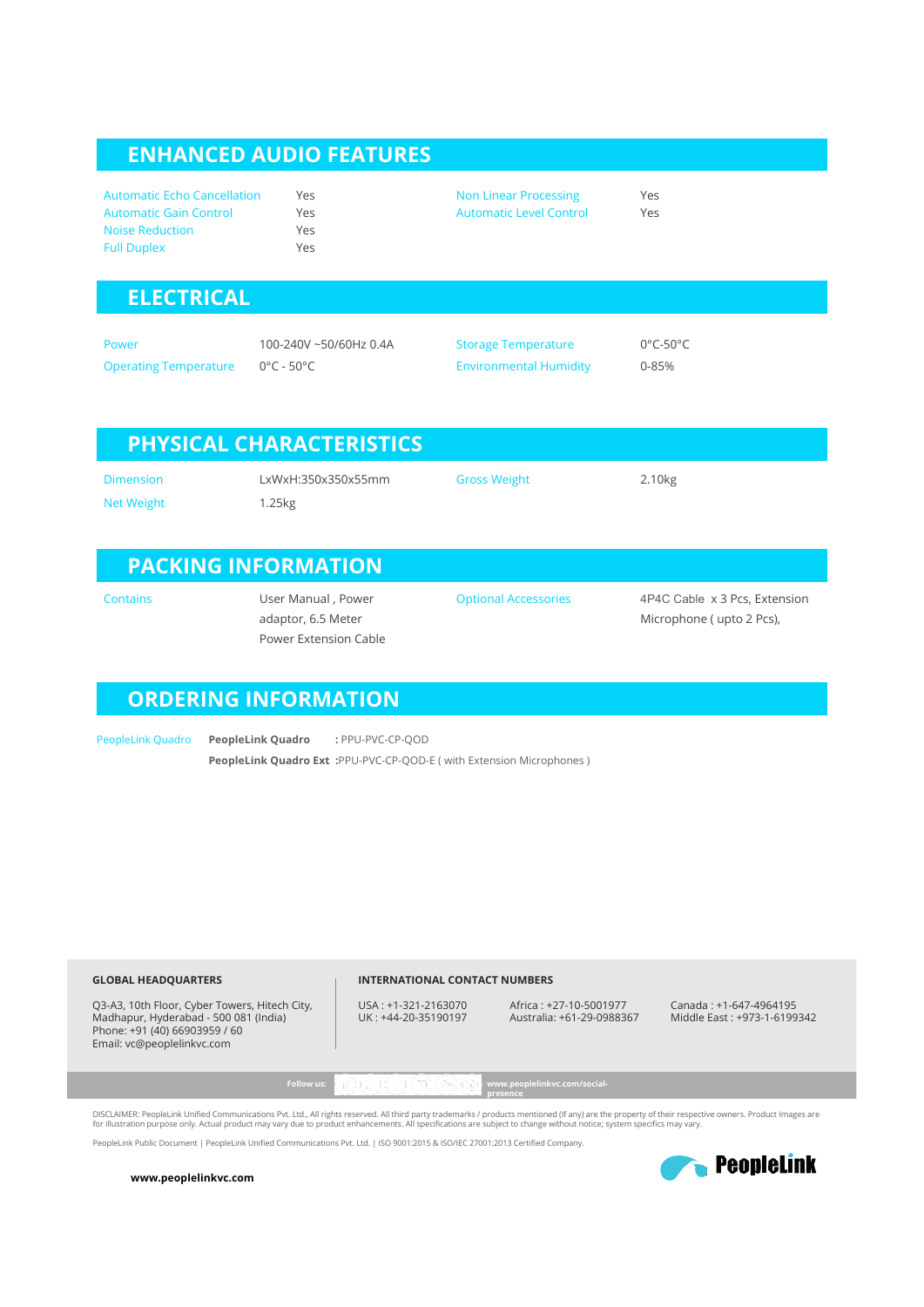## ENHANCED AUDIO FEATURES

| | | | |
|---|---|---|---|
| Automatic Echo Cancellation | Yes | Non Linear Processing | Yes |
| Automatic Gain Control | Yes | Automatic Level Control | Yes |
| Noise Reduction | Yes | | |
| Full Duplex | Yes | | |

## ELECTRICAL

| | | | |
|---|---|---|---|
| Power | 100-240V ~50/60Hz 0.4A | Storage Temperature | 0°C-50°C |
| Operating Temperature | 0°C - 50°C | Environmental Humidity | 0-85% |

## PHYSICAL CHARACTERISTICS

| | | | |
|---|---|---|---|
| Dimension | LxWxH:350x350x55mm | Gross Weight | 2.10kg |
| Net Weight | 1.25kg | | |

## PACKING INFORMATION

| | | | |
|---|---|---|---|
| Contains | User Manual , Power adaptor, 6.5 Meter Power Extension Cable | Optional Accessories | 4P4C Cable x 3 Pcs, Extension Microphone ( upto 2 Pcs), |

## ORDERING INFORMATION

PeopleLink Quadro

**PeopleLink Quadro** : PPU-PVC-CP-QOD

**PeopleLink Quadro Ext** :PPU-PVC-CP-QOD-E ( with Extension Microphones )

**GLOBAL HEADQUARTERS**

Q3-A3, 10th Floor, Cyber Towers, Hitech City,
Madhapur, Hyderabad - 500 081 (India)
Phone: +91 (40) 66903959 / 60
Email: vc@peoplelinkvc.com

**INTERNATIONAL CONTACT NUMBERS**

USA : +1-321-2163070
UK : +44-20-35190197
Africa : +27-10-5001977
Australia: +61-29-0988367
Canada : +1-647-4964195
Middle East : +973-1-6199342

Follow us: www.peoplelinkvc.com/social-presence

DISCLAIMER: PeopleLink Unified Communications Pvt. Ltd., All rights reserved. All third party trademarks / products mentioned (If any) are the property of their respective owners. Product Images are for illustration purpose only. Actual product may vary due to product enhancements. All specifications are subject to change without notice; system specifics may vary.

PeopleLink Public Document | PeopleLink Unified Communications Pvt. Ltd. | ISO 9001:2015 & ISO/IEC 27001:2013 Certified Company.

**www.peoplelinkvc.com**

PeopleLink